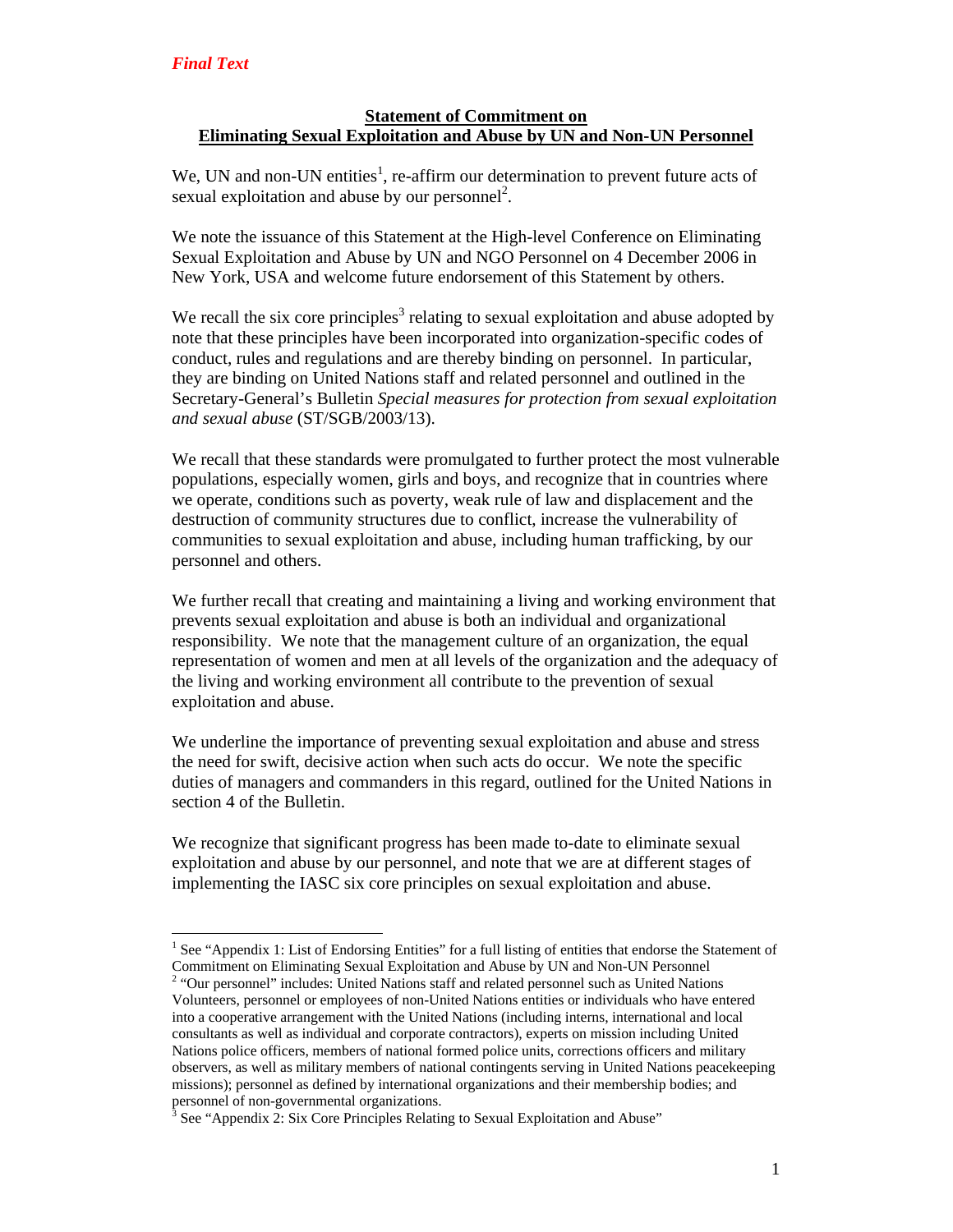*Final Text*

**Statement of Commitment on**
**Eliminating Sexual Exploitation and Abuse by UN and Non-UN Personnel**

We, UN and non-UN entities[1], re-affirm our determination to prevent future acts of sexual exploitation and abuse by our personnel[2].

We note the issuance of this Statement at the High-level Conference on Eliminating Sexual Exploitation and Abuse by UN and NGO Personnel on 4 December 2006 in New York, USA and welcome future endorsement of this Statement by others.

We recall the six core principles[3] relating to sexual exploitation and abuse adopted by note that these principles have been incorporated into organization-specific codes of conduct, rules and regulations and are thereby binding on personnel. In particular, they are binding on United Nations staff and related personnel and outlined in the Secretary-General's Bulletin *Special measures for protection from sexual exploitation and sexual abuse* (ST/SGB/2003/13).

We recall that these standards were promulgated to further protect the most vulnerable populations, especially women, girls and boys, and recognize that in countries where we operate, conditions such as poverty, weak rule of law and displacement and the destruction of community structures due to conflict, increase the vulnerability of communities to sexual exploitation and abuse, including human trafficking, by our personnel and others.

We further recall that creating and maintaining a living and working environment that prevents sexual exploitation and abuse is both an individual and organizational responsibility. We note that the management culture of an organization, the equal representation of women and men at all levels of the organization and the adequacy of the living and working environment all contribute to the prevention of sexual exploitation and abuse.

We underline the importance of preventing sexual exploitation and abuse and stress the need for swift, decisive action when such acts do occur. We note the specific duties of managers and commanders in this regard, outlined for the United Nations in section 4 of the Bulletin.

We recognize that significant progress has been made to-date to eliminate sexual exploitation and abuse by our personnel, and note that we are at different stages of implementing the IASC six core principles on sexual exploitation and abuse.

---

[1] See "Appendix 1: List of Endorsing Entities" for a full listing of entities that endorse the Statement of Commitment on Eliminating Sexual Exploitation and Abuse by UN and Non-UN Personnel

[2] "Our personnel" includes: United Nations staff and related personnel such as United Nations Volunteers, personnel or employees of non-United Nations entities or individuals who have entered into a cooperative arrangement with the United Nations (including interns, international and local consultants as well as individual and corporate contractors), experts on mission including United Nations police officers, members of national formed police units, corrections officers and military observers, as well as military members of national contingents serving in United Nations peacekeeping missions); personnel as defined by international organizations and their membership bodies; and personnel of non-governmental organizations.

[3] See "Appendix 2: Six Core Principles Relating to Sexual Exploitation and Abuse"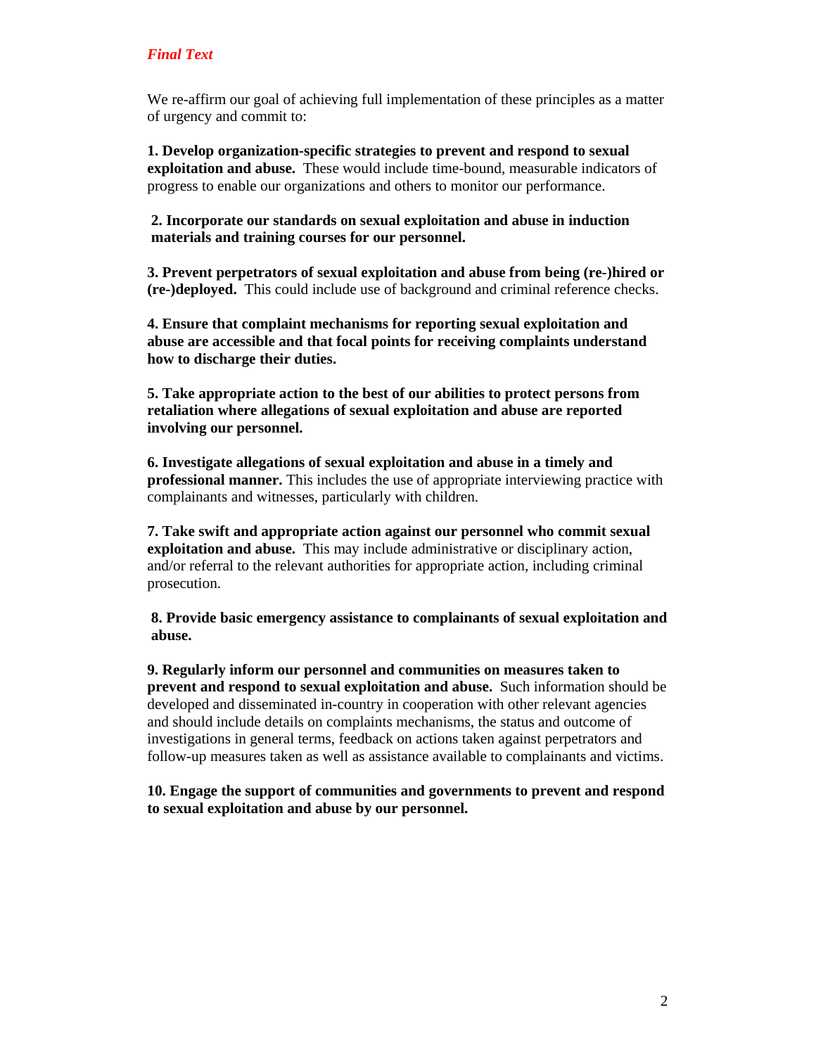*Final Text*

We re-affirm our goal of achieving full implementation of these principles as a matter of urgency and commit to:

**1. Develop organization-specific strategies to prevent and respond to sexual exploitation and abuse.** These would include time-bound, measurable indicators of progress to enable our organizations and others to monitor our performance.

**2. Incorporate our standards on sexual exploitation and abuse in induction materials and training courses for our personnel.**

**3. Prevent perpetrators of sexual exploitation and abuse from being (re-)hired or (re-)deployed.** This could include use of background and criminal reference checks.

**4. Ensure that complaint mechanisms for reporting sexual exploitation and abuse are accessible and that focal points for receiving complaints understand how to discharge their duties.**

**5. Take appropriate action to the best of our abilities to protect persons from retaliation where allegations of sexual exploitation and abuse are reported involving our personnel.**

**6. Investigate allegations of sexual exploitation and abuse in a timely and professional manner.** This includes the use of appropriate interviewing practice with complainants and witnesses, particularly with children.

**7. Take swift and appropriate action against our personnel who commit sexual exploitation and abuse.** This may include administrative or disciplinary action, and/or referral to the relevant authorities for appropriate action, including criminal prosecution.

**8. Provide basic emergency assistance to complainants of sexual exploitation and abuse.**

**9. Regularly inform our personnel and communities on measures taken to prevent and respond to sexual exploitation and abuse.** Such information should be developed and disseminated in-country in cooperation with other relevant agencies and should include details on complaints mechanisms, the status and outcome of investigations in general terms, feedback on actions taken against perpetrators and follow-up measures taken as well as assistance available to complainants and victims.

**10. Engage the support of communities and governments to prevent and respond to sexual exploitation and abuse by our personnel.**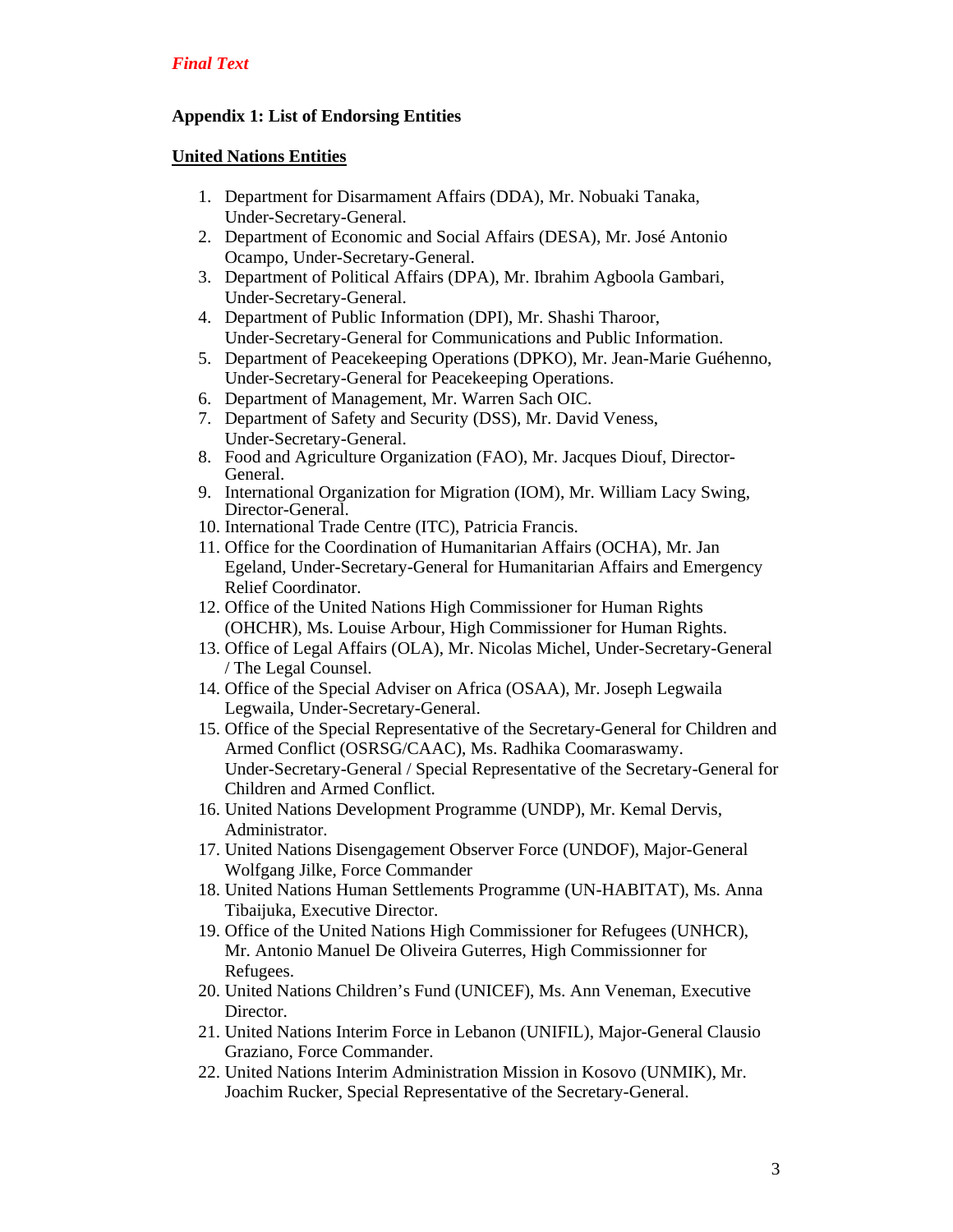*Final Text*

**Appendix 1: List of Endorsing Entities**

**United Nations Entities**

1. Department for Disarmament Affairs (DDA), Mr. Nobuaki Tanaka, Under-Secretary-General.
2. Department of Economic and Social Affairs (DESA), Mr. José Antonio Ocampo, Under-Secretary-General.
3. Department of Political Affairs (DPA), Mr. Ibrahim Agboola Gambari, Under-Secretary-General.
4. Department of Public Information (DPI), Mr. Shashi Tharoor, Under-Secretary-General for Communications and Public Information.
5. Department of Peacekeeping Operations (DPKO), Mr. Jean-Marie Guéhenno, Under-Secretary-General for Peacekeeping Operations.
6. Department of Management, Mr. Warren Sach OIC.
7. Department of Safety and Security (DSS), Mr. David Veness, Under-Secretary-General.
8. Food and Agriculture Organization (FAO), Mr. Jacques Diouf, Director-General.
9. International Organization for Migration (IOM), Mr. William Lacy Swing, Director-General.
10. International Trade Centre (ITC), Patricia Francis.
11. Office for the Coordination of Humanitarian Affairs (OCHA), Mr. Jan Egeland, Under-Secretary-General for Humanitarian Affairs and Emergency Relief Coordinator.
12. Office of the United Nations High Commissioner for Human Rights (OHCHR), Ms. Louise Arbour, High Commissioner for Human Rights.
13. Office of Legal Affairs (OLA), Mr. Nicolas Michel, Under-Secretary-General / The Legal Counsel.
14. Office of the Special Adviser on Africa (OSAA), Mr. Joseph Legwaila Legwaila, Under-Secretary-General.
15. Office of the Special Representative of the Secretary-General for Children and Armed Conflict (OSRSG/CAAC), Ms. Radhika Coomaraswamy. Under-Secretary-General / Special Representative of the Secretary-General for Children and Armed Conflict.
16. United Nations Development Programme (UNDP), Mr. Kemal Dervis, Administrator.
17. United Nations Disengagement Observer Force (UNDOF), Major-General Wolfgang Jilke, Force Commander
18. United Nations Human Settlements Programme (UN-HABITAT), Ms. Anna Tibaijuka, Executive Director.
19. Office of the United Nations High Commissioner for Refugees (UNHCR), Mr. Antonio Manuel De Oliveira Guterres, High Commissionner for Refugees.
20. United Nations Children's Fund (UNICEF), Ms. Ann Veneman, Executive Director.
21. United Nations Interim Force in Lebanon (UNIFIL), Major-General Clausio Graziano, Force Commander.
22. United Nations Interim Administration Mission in Kosovo (UNMIK), Mr. Joachim Rucker, Special Representative of the Secretary-General.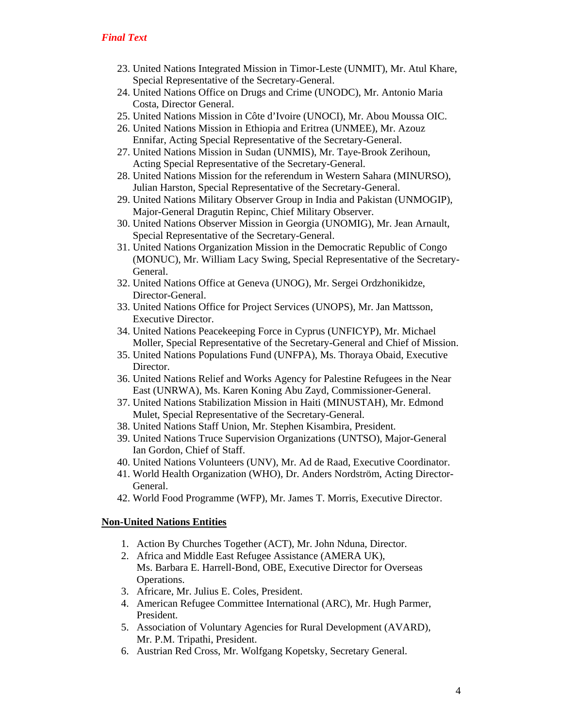*Final Text*

23. United Nations Integrated Mission in Timor-Leste (UNMIT), Mr. Atul Khare, Special Representative of the Secretary-General.
24. United Nations Office on Drugs and Crime (UNODC), Mr. Antonio Maria Costa, Director General.
25. United Nations Mission in Côte d'Ivoire (UNOCI), Mr. Abou Moussa OIC.
26. United Nations Mission in Ethiopia and Eritrea (UNMEE), Mr. Azouz Ennifar, Acting Special Representative of the Secretary-General.
27. United Nations Mission in Sudan (UNMIS), Mr. Taye-Brook Zerihoun, Acting Special Representative of the Secretary-General.
28. United Nations Mission for the referendum in Western Sahara (MINURSO), Julian Harston, Special Representative of the Secretary-General.
29. United Nations Military Observer Group in India and Pakistan (UNMOGIP), Major-General Dragutin Repinc, Chief Military Observer.
30. United Nations Observer Mission in Georgia (UNOMIG), Mr. Jean Arnault, Special Representative of the Secretary-General.
31. United Nations Organization Mission in the Democratic Republic of Congo (MONUC), Mr. William Lacy Swing, Special Representative of the Secretary-General.
32. United Nations Office at Geneva (UNOG), Mr. Sergei Ordzhonikidze, Director-General.
33. United Nations Office for Project Services (UNOPS), Mr. Jan Mattsson, Executive Director.
34. United Nations Peacekeeping Force in Cyprus (UNFICYP), Mr. Michael Moller, Special Representative of the Secretary-General and Chief of Mission.
35. United Nations Populations Fund (UNFPA), Ms. Thoraya Obaid, Executive Director.
36. United Nations Relief and Works Agency for Palestine Refugees in the Near East (UNRWA), Ms. Karen Koning Abu Zayd, Commissioner-General.
37. United Nations Stabilization Mission in Haiti (MINUSTAH), Mr. Edmond Mulet, Special Representative of the Secretary-General.
38. United Nations Staff Union, Mr. Stephen Kisambira, President.
39. United Nations Truce Supervision Organizations (UNTSO), Major-General Ian Gordon, Chief of Staff.
40. United Nations Volunteers (UNV), Mr. Ad de Raad, Executive Coordinator.
41. World Health Organization (WHO), Dr. Anders Nordström, Acting Director-General.
42. World Food Programme (WFP), Mr. James T. Morris, Executive Director.

**Non-United Nations Entities**

1. Action By Churches Together (ACT), Mr. John Nduna, Director.
2. Africa and Middle East Refugee Assistance (AMERA UK), Ms. Barbara E. Harrell-Bond, OBE, Executive Director for Overseas Operations.
3. Africare, Mr. Julius E. Coles, President.
4. American Refugee Committee International (ARC), Mr. Hugh Parmer, President.
5. Association of Voluntary Agencies for Rural Development (AVARD), Mr. P.M. Tripathi, President.
6. Austrian Red Cross, Mr. Wolfgang Kopetsky, Secretary General.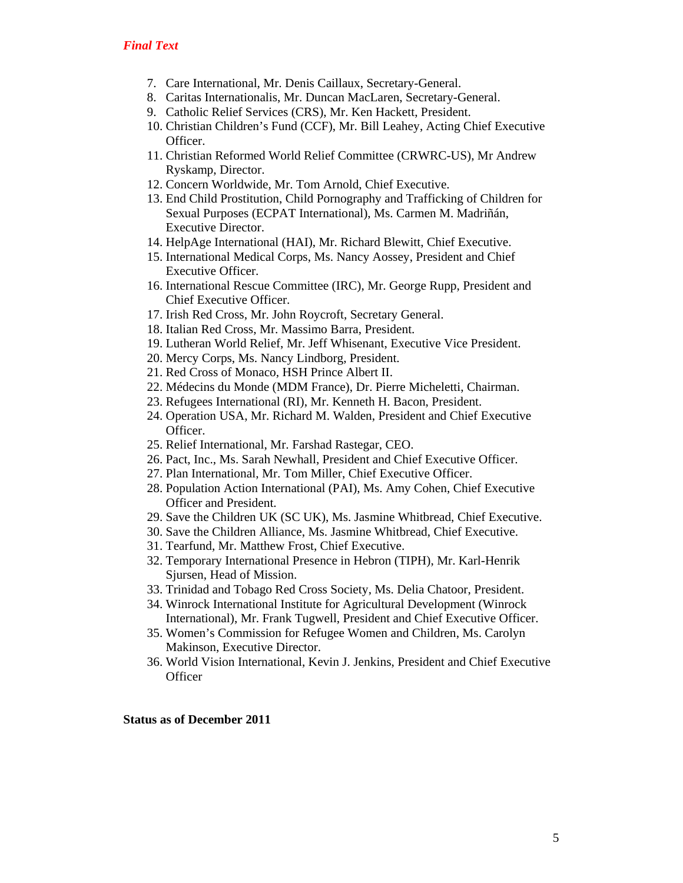*Final Text*

7. Care International, Mr. Denis Caillaux, Secretary-General.
8. Caritas Internationalis, Mr. Duncan MacLaren, Secretary-General.
9. Catholic Relief Services (CRS), Mr. Ken Hackett, President.
10. Christian Children's Fund (CCF), Mr. Bill Leahey, Acting Chief Executive Officer.
11. Christian Reformed World Relief Committee (CRWRC-US), Mr Andrew Ryskamp, Director.
12. Concern Worldwide, Mr. Tom Arnold, Chief Executive.
13. End Child Prostitution, Child Pornography and Trafficking of Children for Sexual Purposes (ECPAT International), Ms. Carmen M. Madriñán, Executive Director.
14. HelpAge International (HAI), Mr. Richard Blewitt, Chief Executive.
15. International Medical Corps, Ms. Nancy Aossey, President and Chief Executive Officer.
16. International Rescue Committee (IRC), Mr. George Rupp, President and Chief Executive Officer.
17. Irish Red Cross, Mr. John Roycroft, Secretary General.
18. Italian Red Cross, Mr. Massimo Barra, President.
19. Lutheran World Relief, Mr. Jeff Whisenant, Executive Vice President.
20. Mercy Corps, Ms. Nancy Lindborg, President.
21. Red Cross of Monaco, HSH Prince Albert II.
22. Médecins du Monde (MDM France), Dr. Pierre Micheletti, Chairman.
23. Refugees International (RI), Mr. Kenneth H. Bacon, President.
24. Operation USA, Mr. Richard M. Walden, President and Chief Executive Officer.
25. Relief International, Mr. Farshad Rastegar, CEO.
26. Pact, Inc., Ms. Sarah Newhall, President and Chief Executive Officer.
27. Plan International, Mr. Tom Miller, Chief Executive Officer.
28. Population Action International (PAI), Ms. Amy Cohen, Chief Executive Officer and President.
29. Save the Children UK (SC UK), Ms. Jasmine Whitbread, Chief Executive.
30. Save the Children Alliance, Ms. Jasmine Whitbread, Chief Executive.
31. Tearfund, Mr. Matthew Frost, Chief Executive.
32. Temporary International Presence in Hebron (TIPH), Mr. Karl-Henrik Sjursen, Head of Mission.
33. Trinidad and Tobago Red Cross Society, Ms. Delia Chatoor, President.
34. Winrock International Institute for Agricultural Development (Winrock International), Mr. Frank Tugwell, President and Chief Executive Officer.
35. Women's Commission for Refugee Women and Children, Ms. Carolyn Makinson, Executive Director.
36. World Vision International, Kevin J. Jenkins, President and Chief Executive Officer

**Status as of December 2011**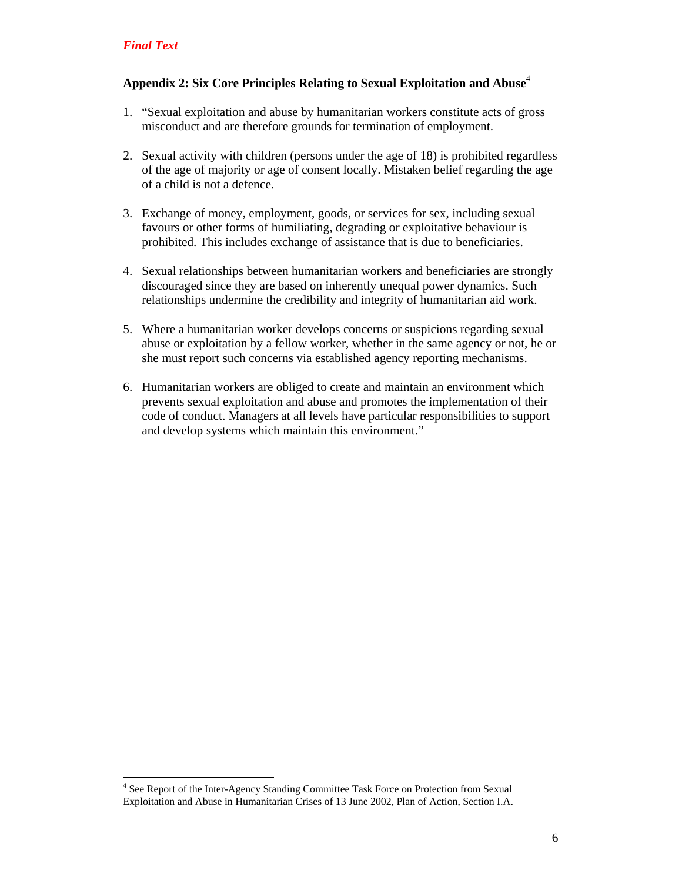*Final Text*

## Appendix 2: Six Core Principles Relating to Sexual Exploitation and Abuse[4]

1. "Sexual exploitation and abuse by humanitarian workers constitute acts of gross misconduct and are therefore grounds for termination of employment.

2. Sexual activity with children (persons under the age of 18) is prohibited regardless of the age of majority or age of consent locally. Mistaken belief regarding the age of a child is not a defence.

3. Exchange of money, employment, goods, or services for sex, including sexual favours or other forms of humiliating, degrading or exploitative behaviour is prohibited. This includes exchange of assistance that is due to beneficiaries.

4. Sexual relationships between humanitarian workers and beneficiaries are strongly discouraged since they are based on inherently unequal power dynamics. Such relationships undermine the credibility and integrity of humanitarian aid work.

5. Where a humanitarian worker develops concerns or suspicions regarding sexual abuse or exploitation by a fellow worker, whether in the same agency or not, he or she must report such concerns via established agency reporting mechanisms.

6. Humanitarian workers are obliged to create and maintain an environment which prevents sexual exploitation and abuse and promotes the implementation of their code of conduct. Managers at all levels have particular responsibilities to support and develop systems which maintain this environment."

---

[4] See Report of the Inter-Agency Standing Committee Task Force on Protection from Sexual Exploitation and Abuse in Humanitarian Crises of 13 June 2002, Plan of Action, Section I.A.